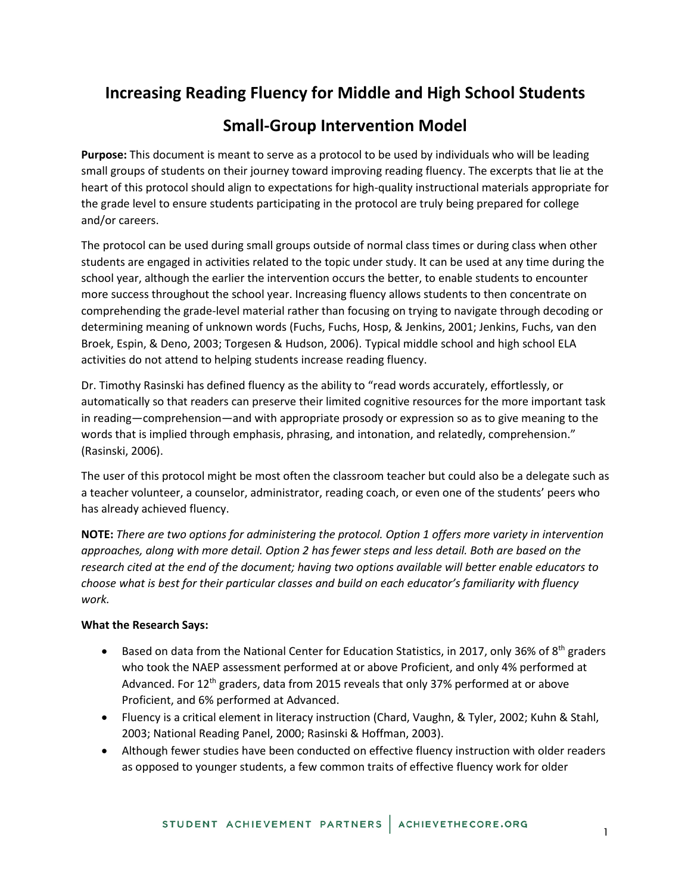# Increasing Reading Fluency for Middle and High School Students

## Small-Group Intervention Model

**Purpose:** This document is meant to serve as a protocol to be used by individuals who will be leading small groups of students on their journey toward improving reading fluency. The excerpts that lie at the heart of this protocol should align to expectations for high-quality instructional materials appropriate for the grade level to ensure students participating in the protocol are truly being prepared for college and/or careers.

The protocol can be used during small groups outside of normal class times or during class when other students are engaged in activities related to the topic under study. It can be used at any time during the school year, although the earlier the intervention occurs the better, to enable students to encounter more success throughout the school year. Increasing fluency allows students to then concentrate on comprehending the grade-level material rather than focusing on trying to navigate through decoding or determining meaning of unknown words (Fuchs, Fuchs, Hosp, & Jenkins, 2001; Jenkins, Fuchs, van den Broek, Espin, & Deno, 2003; Torgesen & Hudson, 2006). Typical middle school and high school ELA activities do not attend to helping students increase reading fluency.

Dr. Timothy Rasinski has defined fluency as the ability to "read words accurately, effortlessly, or automatically so that readers can preserve their limited cognitive resources for the more important task in reading—comprehension—and with appropriate prosody or expression so as to give meaning to the words that is implied through emphasis, phrasing, and intonation, and relatedly, comprehension." (Rasinski, 2006).

The user of this protocol might be most often the classroom teacher but could also be a delegate such as a teacher volunteer, a counselor, administrator, reading coach, or even one of the students' peers who has already achieved fluency.

**NOTE:** *There are two options for administering the protocol. Option 1 offers more variety in intervention approaches, along with more detail. Option 2 has fewer steps and less detail. Both are based on the research cited at the end of the document; having two options available will better enable educators to choose what is best for their particular classes and build on each educator's familiarity with fluency work.*

**What the Research Says:**

- Based on data from the National Center for Education Statistics, in 2017, only 36% of 8th graders who took the NAEP assessment performed at or above Proficient, and only 4% performed at Advanced. For 12th graders, data from 2015 reveals that only 37% performed at or above Proficient, and 6% performed at Advanced.
- Fluency is a critical element in literacy instruction (Chard, Vaughn, & Tyler, 2002; Kuhn & Stahl, 2003; National Reading Panel, 2000; Rasinski & Hoffman, 2003).
- Although fewer studies have been conducted on effective fluency instruction with older readers as opposed to younger students, a few common traits of effective fluency work for older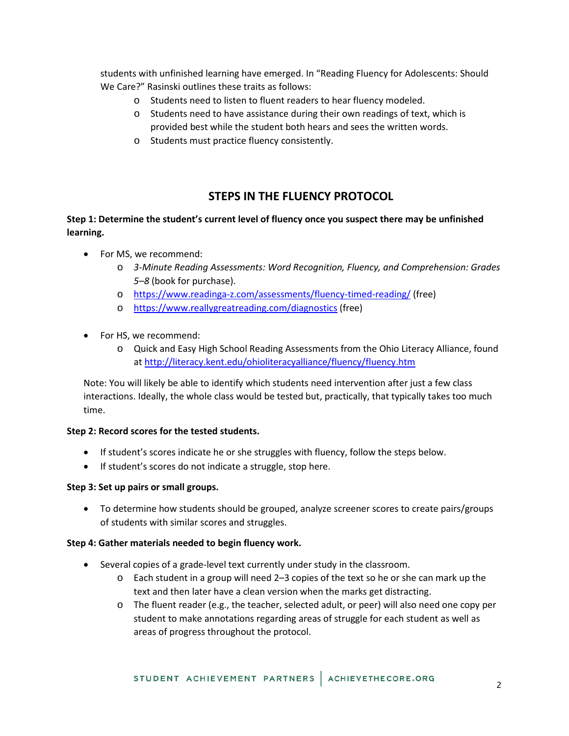students with unfinished learning have emerged. In "Reading Fluency for Adolescents: Should We Care?" Rasinski outlines these traits as follows:

- Students need to listen to fluent readers to hear fluency modeled.
- Students need to have assistance during their own readings of text, which is provided best while the student both hears and sees the written words.
- Students must practice fluency consistently.

## STEPS IN THE FLUENCY PROTOCOL

**Step 1: Determine the student's current level of fluency once you suspect there may be unfinished learning.**

- For MS, we recommend:
  - *3-Minute Reading Assessments: Word Recognition, Fluency, and Comprehension: Grades 5–8* (book for purchase).
  - [https://www.readinga-z.com/assessments/fluency-timed-reading/](https://www.readinga-z.com/assessments/fluency-timed-reading/) (free)
  - [https://www.reallygreatreading.com/diagnostics](https://www.reallygreatreading.com/diagnostics) (free)

- For HS, we recommend:
  - Quick and Easy High School Reading Assessments from the Ohio Literacy Alliance, found at [http://literacy.kent.edu/ohioliteracyalliance/fluency/fluency.htm](http://literacy.kent.edu/ohioliteracyalliance/fluency/fluency.htm)

Note: You will likely be able to identify which students need intervention after just a few class interactions. Ideally, the whole class would be tested but, practically, that typically takes too much time.

**Step 2: Record scores for the tested students.**

- If student's scores indicate he or she struggles with fluency, follow the steps below.
- If student's scores do not indicate a struggle, stop here.

**Step 3: Set up pairs or small groups.**

- To determine how students should be grouped, analyze screener scores to create pairs/groups of students with similar scores and struggles.

**Step 4: Gather materials needed to begin fluency work.**

- Several copies of a grade-level text currently under study in the classroom.
  - Each student in a group will need 2–3 copies of the text so he or she can mark up the text and then later have a clean version when the marks get distracting.
  - The fluent reader (e.g., the teacher, selected adult, or peer) will also need one copy per student to make annotations regarding areas of struggle for each student as well as areas of progress throughout the protocol.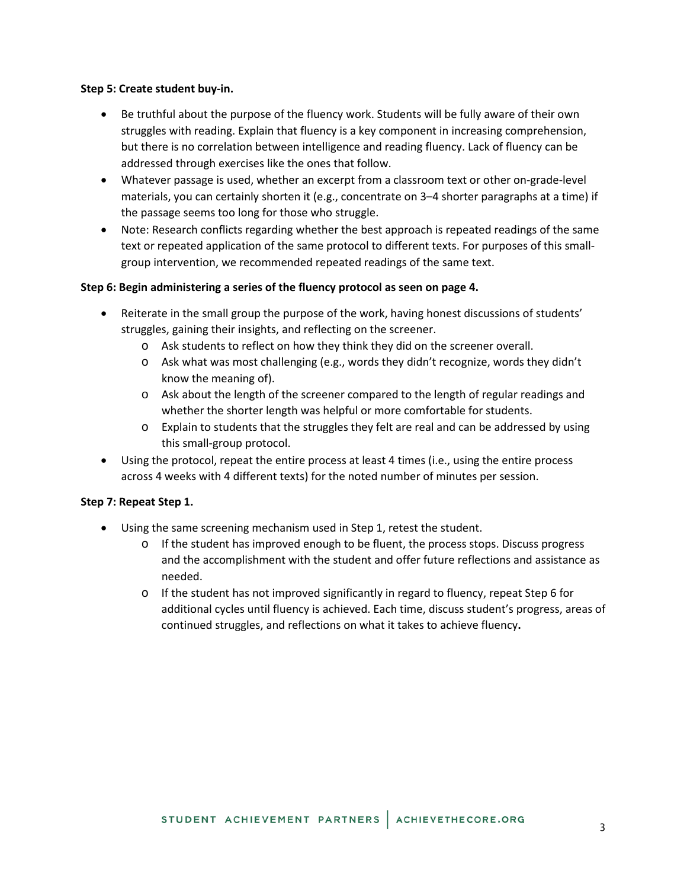**Step 5: Create student buy-in.**

- Be truthful about the purpose of the fluency work. Students will be fully aware of their own struggles with reading. Explain that fluency is a key component in increasing comprehension, but there is no correlation between intelligence and reading fluency. Lack of fluency can be addressed through exercises like the ones that follow.
- Whatever passage is used, whether an excerpt from a classroom text or other on-grade-level materials, you can certainly shorten it (e.g., concentrate on 3–4 shorter paragraphs at a time) if the passage seems too long for those who struggle.
- Note: Research conflicts regarding whether the best approach is repeated readings of the same text or repeated application of the same protocol to different texts. For purposes of this small-group intervention, we recommended repeated readings of the same text.

**Step 6: Begin administering a series of the fluency protocol as seen on page 4.**

- Reiterate in the small group the purpose of the work, having honest discussions of students' struggles, gaining their insights, and reflecting on the screener.
    - Ask students to reflect on how they think they did on the screener overall.
    - Ask what was most challenging (e.g., words they didn't recognize, words they didn't know the meaning of).
    - Ask about the length of the screener compared to the length of regular readings and whether the shorter length was helpful or more comfortable for students.
    - Explain to students that the struggles they felt are real and can be addressed by using this small-group protocol.
- Using the protocol, repeat the entire process at least 4 times (i.e., using the entire process across 4 weeks with 4 different texts) for the noted number of minutes per session.

**Step 7: Repeat Step 1.**

- Using the same screening mechanism used in Step 1, retest the student.
    - If the student has improved enough to be fluent, the process stops. Discuss progress and the accomplishment with the student and offer future reflections and assistance as needed.
    - If the student has not improved significantly in regard to fluency, repeat Step 6 for additional cycles until fluency is achieved. Each time, discuss student's progress, areas of continued struggles, and reflections on what it takes to achieve fluency.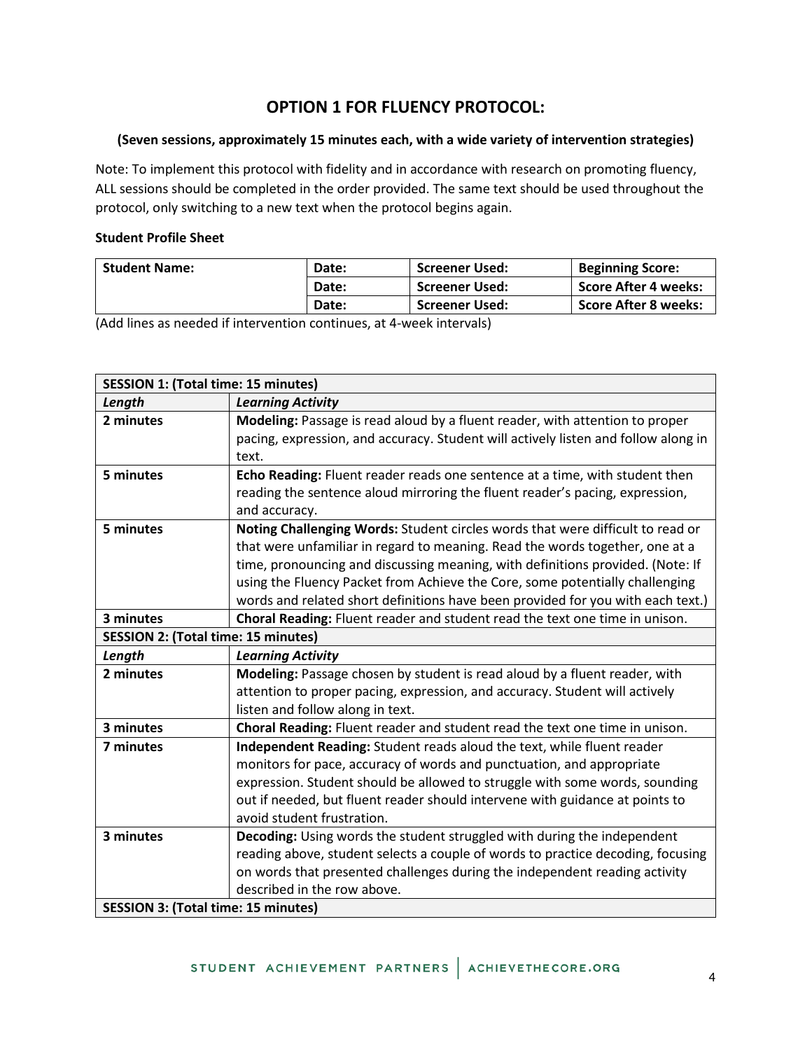## OPTION 1 FOR FLUENCY PROTOCOL:

**(Seven sessions, approximately 15 minutes each, with a wide variety of intervention strategies)**

Note: To implement this protocol with fidelity and in accordance with research on promoting fluency, ALL sessions should be completed in the order provided. The same text should be used throughout the protocol, only switching to a new text when the protocol begins again.

**Student Profile Sheet**

| **Student Name:** | **Date:** | **Screener Used:** | **Beginning Score:** |
|---|---|---|---|
| | **Date:** | **Screener Used:** | **Score After 4 weeks:** |
| | **Date:** | **Screener Used:** | **Score After 8 weeks:** |

(Add lines as needed if intervention continues, at 4-week intervals)

| **SESSION 1: (Total time: 15 minutes)** | |
|---|---|
| ***Length*** | ***Learning Activity*** |
| **2 minutes** | **Modeling:** Passage is read aloud by a fluent reader, with attention to proper pacing, expression, and accuracy. Student will actively listen and follow along in text. |
| **5 minutes** | **Echo Reading:** Fluent reader reads one sentence at a time, with student then reading the sentence aloud mirroring the fluent reader's pacing, expression, and accuracy. |
| **5 minutes** | **Noting Challenging Words:** Student circles words that were difficult to read or that were unfamiliar in regard to meaning. Read the words together, one at a time, pronouncing and discussing meaning, with definitions provided. (Note: If using the Fluency Packet from Achieve the Core, some potentially challenging words and related short definitions have been provided for you with each text.) |
| **3 minutes** | **Choral Reading:** Fluent reader and student read the text one time in unison. |
| **SESSION 2: (Total time: 15 minutes)** | |
| ***Length*** | ***Learning Activity*** |
| **2 minutes** | **Modeling:** Passage chosen by student is read aloud by a fluent reader, with attention to proper pacing, expression, and accuracy. Student will actively listen and follow along in text. |
| **3 minutes** | **Choral Reading:** Fluent reader and student read the text one time in unison. |
| **7 minutes** | **Independent Reading:** Student reads aloud the text, while fluent reader monitors for pace, accuracy of words and punctuation, and appropriate expression. Student should be allowed to struggle with some words, sounding out if needed, but fluent reader should intervene with guidance at points to avoid student frustration. |
| **3 minutes** | **Decoding:** Using words the student struggled with during the independent reading above, student selects a couple of words to practice decoding, focusing on words that presented challenges during the independent reading activity described in the row above. |
| **SESSION 3: (Total time: 15 minutes)** | |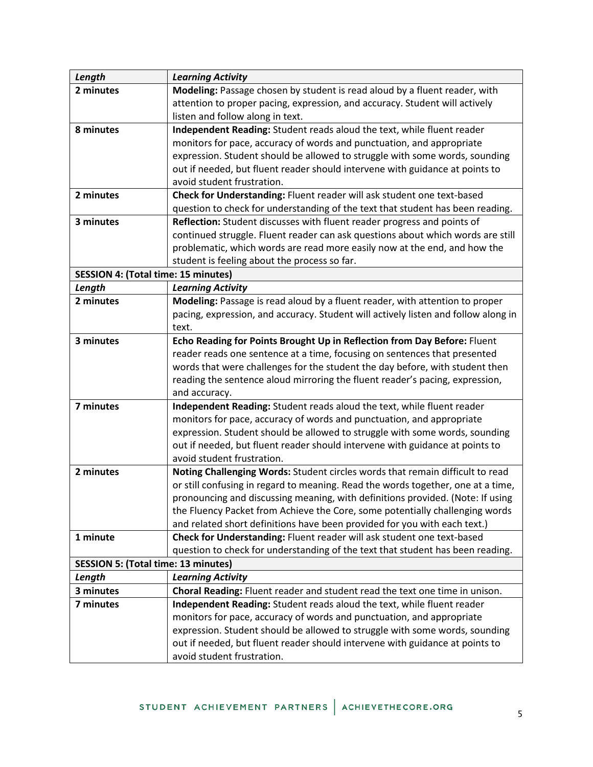| *Length* | *Learning Activity* |
| --- | --- |
| **2 minutes** | **Modeling:** Passage chosen by student is read aloud by a fluent reader, with attention to proper pacing, expression, and accuracy. Student will actively listen and follow along in text. |
| **8 minutes** | **Independent Reading:** Student reads aloud the text, while fluent reader monitors for pace, accuracy of words and punctuation, and appropriate expression. Student should be allowed to struggle with some words, sounding out if needed, but fluent reader should intervene with guidance at points to avoid student frustration. |
| **2 minutes** | **Check for Understanding:** Fluent reader will ask student one text-based question to check for understanding of the text that student has been reading. |
| **3 minutes** | **Reflection:** Student discusses with fluent reader progress and points of continued struggle. Fluent reader can ask questions about which words are still problematic, which words are read more easily now at the end, and how the student is feeling about the process so far. |
| **SESSION 4: (Total time: 15 minutes)** | |
| *Length* | *Learning Activity* |
| **2 minutes** | **Modeling:** Passage is read aloud by a fluent reader, with attention to proper pacing, expression, and accuracy. Student will actively listen and follow along in text. |
| **3 minutes** | **Echo Reading for Points Brought Up in Reflection from Day Before:** Fluent reader reads one sentence at a time, focusing on sentences that presented words that were challenges for the student the day before, with student then reading the sentence aloud mirroring the fluent reader's pacing, expression, and accuracy. |
| **7 minutes** | **Independent Reading:** Student reads aloud the text, while fluent reader monitors for pace, accuracy of words and punctuation, and appropriate expression. Student should be allowed to struggle with some words, sounding out if needed, but fluent reader should intervene with guidance at points to avoid student frustration. |
| **2 minutes** | **Noting Challenging Words:** Student circles words that remain difficult to read or still confusing in regard to meaning. Read the words together, one at a time, pronouncing and discussing meaning, with definitions provided. (Note: If using the Fluency Packet from Achieve the Core, some potentially challenging words and related short definitions have been provided for you with each text.) |
| **1 minute** | **Check for Understanding:** Fluent reader will ask student one text-based question to check for understanding of the text that student has been reading. |
| **SESSION 5: (Total time: 13 minutes)** | |
| *Length* | *Learning Activity* |
| **3 minutes** | **Choral Reading:** Fluent reader and student read the text one time in unison. |
| **7 minutes** | **Independent Reading:** Student reads aloud the text, while fluent reader monitors for pace, accuracy of words and punctuation, and appropriate expression. Student should be allowed to struggle with some words, sounding out if needed, but fluent reader should intervene with guidance at points to avoid student frustration. |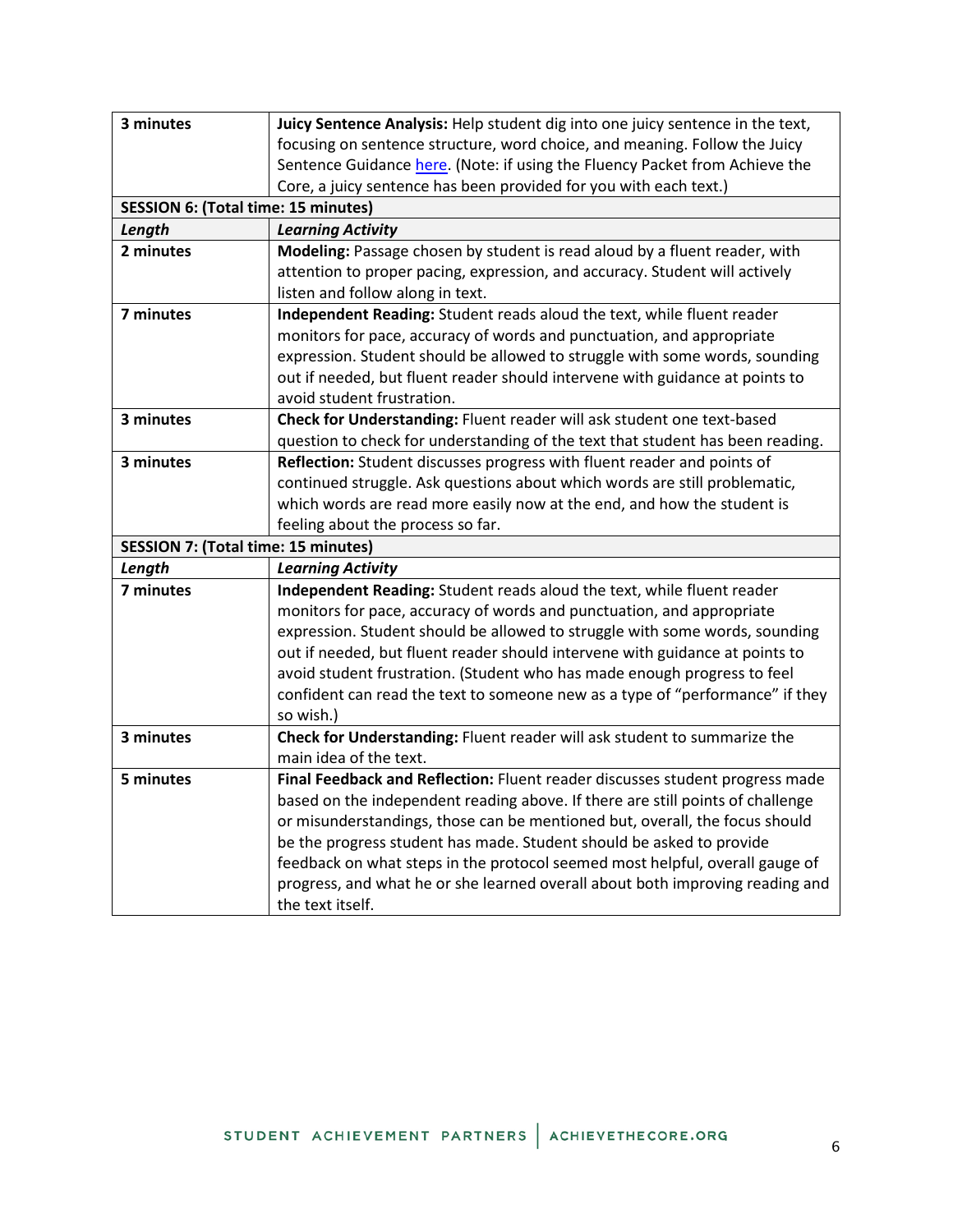| 3 minutes | **Juicy Sentence Analysis:** Help student dig into one juicy sentence in the text, focusing on sentence structure, word choice, and meaning. Follow the Juicy Sentence Guidance here. (Note: if using the Fluency Packet from Achieve the Core, a juicy sentence has been provided for you with each text.) |
|---|---|
| **SESSION 6: (Total time: 15 minutes)** | |
| ***Length*** | ***Learning Activity*** |
| **2 minutes** | **Modeling:** Passage chosen by student is read aloud by a fluent reader, with attention to proper pacing, expression, and accuracy. Student will actively listen and follow along in text. |
| **7 minutes** | **Independent Reading:** Student reads aloud the text, while fluent reader monitors for pace, accuracy of words and punctuation, and appropriate expression. Student should be allowed to struggle with some words, sounding out if needed, but fluent reader should intervene with guidance at points to avoid student frustration. |
| **3 minutes** | **Check for Understanding:** Fluent reader will ask student one text-based question to check for understanding of the text that student has been reading. |
| **3 minutes** | **Reflection:** Student discusses progress with fluent reader and points of continued struggle. Ask questions about which words are still problematic, which words are read more easily now at the end, and how the student is feeling about the process so far. |
| **SESSION 7: (Total time: 15 minutes)** | |
| ***Length*** | ***Learning Activity*** |
| **7 minutes** | **Independent Reading:** Student reads aloud the text, while fluent reader monitors for pace, accuracy of words and punctuation, and appropriate expression. Student should be allowed to struggle with some words, sounding out if needed, but fluent reader should intervene with guidance at points to avoid student frustration. (Student who has made enough progress to feel confident can read the text to someone new as a type of "performance" if they so wish.) |
| **3 minutes** | **Check for Understanding:** Fluent reader will ask student to summarize the main idea of the text. |
| **5 minutes** | **Final Feedback and Reflection:** Fluent reader discusses student progress made based on the independent reading above. If there are still points of challenge or misunderstandings, those can be mentioned but, overall, the focus should be the progress student has made. Student should be asked to provide feedback on what steps in the protocol seemed most helpful, overall gauge of progress, and what he or she learned overall about both improving reading and the text itself. |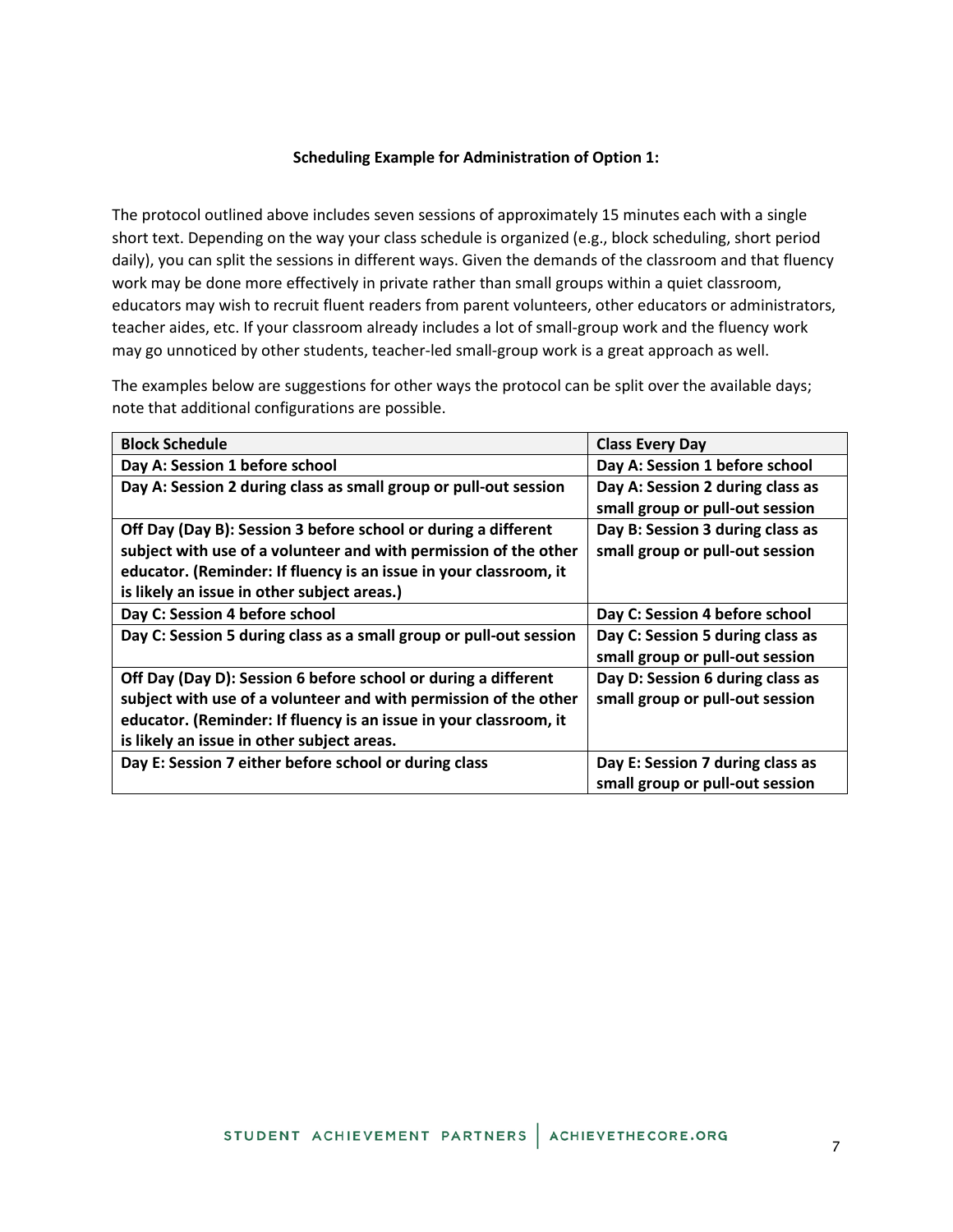**Scheduling Example for Administration of Option 1:**

The protocol outlined above includes seven sessions of approximately 15 minutes each with a single short text. Depending on the way your class schedule is organized (e.g., block scheduling, short period daily), you can split the sessions in different ways. Given the demands of the classroom and that fluency work may be done more effectively in private rather than small groups within a quiet classroom, educators may wish to recruit fluent readers from parent volunteers, other educators or administrators, teacher aides, etc. If your classroom already includes a lot of small-group work and the fluency work may go unnoticed by other students, teacher-led small-group work is a great approach as well.

The examples below are suggestions for other ways the protocol can be split over the available days; note that additional configurations are possible.

| Block Schedule | Class Every Day |
|---|---|
| **Day A: Session 1 before school** | **Day A: Session 1 before school** |
| **Day A: Session 2 during class as small group or pull-out session** | **Day A: Session 2 during class as small group or pull-out session** |
| **Off Day (Day B): Session 3 before school or during a different subject with use of a volunteer and with permission of the other educator. (Reminder: If fluency is an issue in your classroom, it is likely an issue in other subject areas.)** | **Day B: Session 3 during class as small group or pull-out session** |
| **Day C: Session 4 before school** | **Day C: Session 4 before school** |
| **Day C: Session 5 during class as a small group or pull-out session** | **Day C: Session 5 during class as small group or pull-out session** |
| **Off Day (Day D): Session 6 before school or during a different subject with use of a volunteer and with permission of the other educator. (Reminder: If fluency is an issue in your classroom, it is likely an issue in other subject areas.** | **Day D: Session 6 during class as small group or pull-out session** |
| **Day E: Session 7 either before school or during class** | **Day E: Session 7 during class as small group or pull-out session** |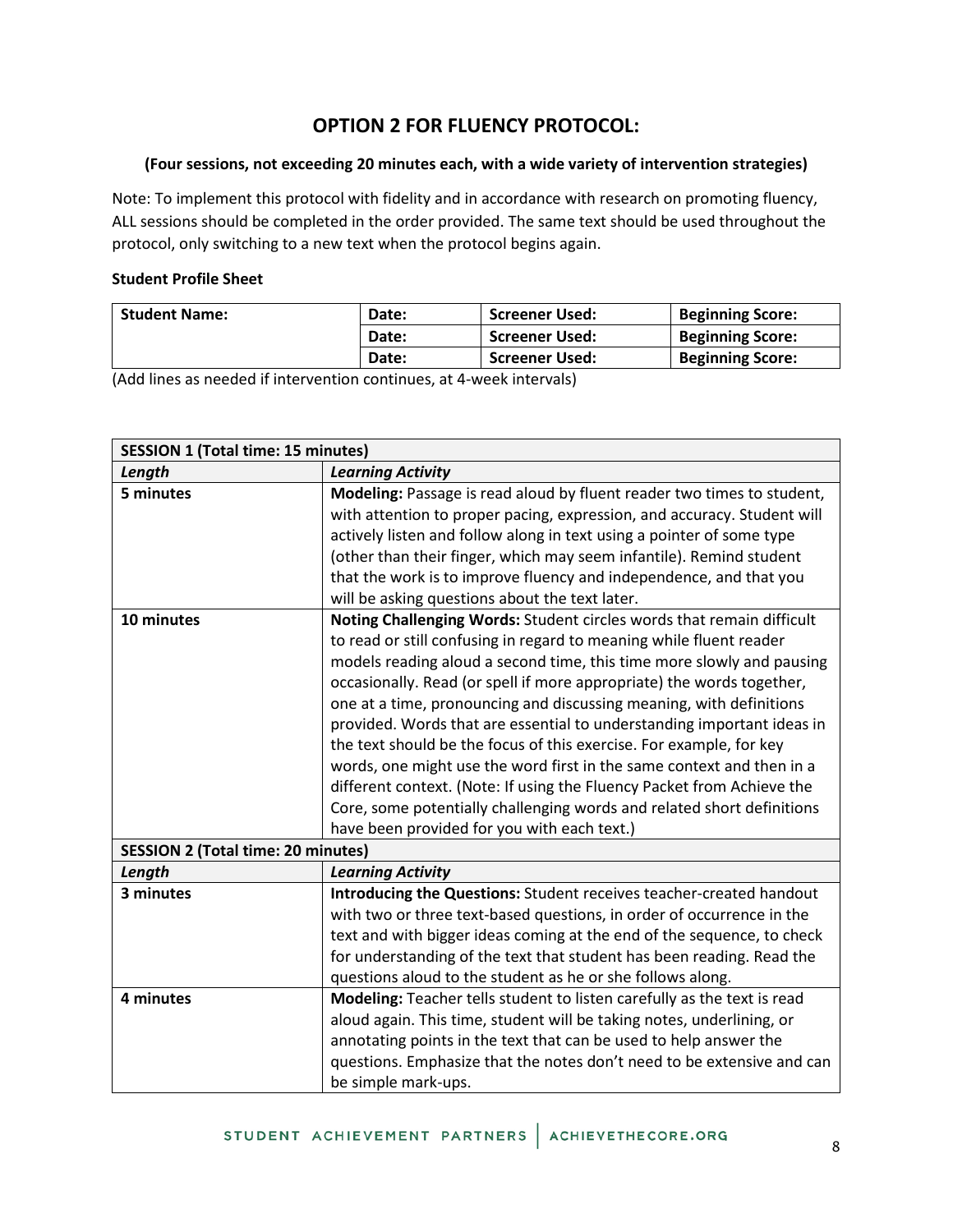## OPTION 2 FOR FLUENCY PROTOCOL:

**(Four sessions, not exceeding 20 minutes each, with a wide variety of intervention strategies)**

Note: To implement this protocol with fidelity and in accordance with research on promoting fluency, ALL sessions should be completed in the order provided. The same text should be used throughout the protocol, only switching to a new text when the protocol begins again.

**Student Profile Sheet**

| **Student Name:** | **Date:** | **Screener Used:** | **Beginning Score:** |
|---|---|---|---|
| | **Date:** | **Screener Used:** | **Beginning Score:** |
| | **Date:** | **Screener Used:** | **Beginning Score:** |

(Add lines as needed if intervention continues, at 4-week intervals)

| **SESSION 1 (Total time: 15 minutes)** | |
|---|---|
| ***Length*** | ***Learning Activity*** |
| **5 minutes** | **Modeling:** Passage is read aloud by fluent reader two times to student, with attention to proper pacing, expression, and accuracy. Student will actively listen and follow along in text using a pointer of some type (other than their finger, which may seem infantile). Remind student that the work is to improve fluency and independence, and that you will be asking questions about the text later. |
| **10 minutes** | **Noting Challenging Words:** Student circles words that remain difficult to read or still confusing in regard to meaning while fluent reader models reading aloud a second time, this time more slowly and pausing occasionally. Read (or spell if more appropriate) the words together, one at a time, pronouncing and discussing meaning, with definitions provided. Words that are essential to understanding important ideas in the text should be the focus of this exercise. For example, for key words, one might use the word first in the same context and then in a different context. (Note: If using the Fluency Packet from Achieve the Core, some potentially challenging words and related short definitions have been provided for you with each text.) |
| **SESSION 2 (Total time: 20 minutes)** | |
| ***Length*** | ***Learning Activity*** |
| **3 minutes** | **Introducing the Questions:** Student receives teacher-created handout with two or three text-based questions, in order of occurrence in the text and with bigger ideas coming at the end of the sequence, to check for understanding of the text that student has been reading. Read the questions aloud to the student as he or she follows along. |
| **4 minutes** | **Modeling:** Teacher tells student to listen carefully as the text is read aloud again. This time, student will be taking notes, underlining, or annotating points in the text that can be used to help answer the questions. Emphasize that the notes don't need to be extensive and can be simple mark-ups. |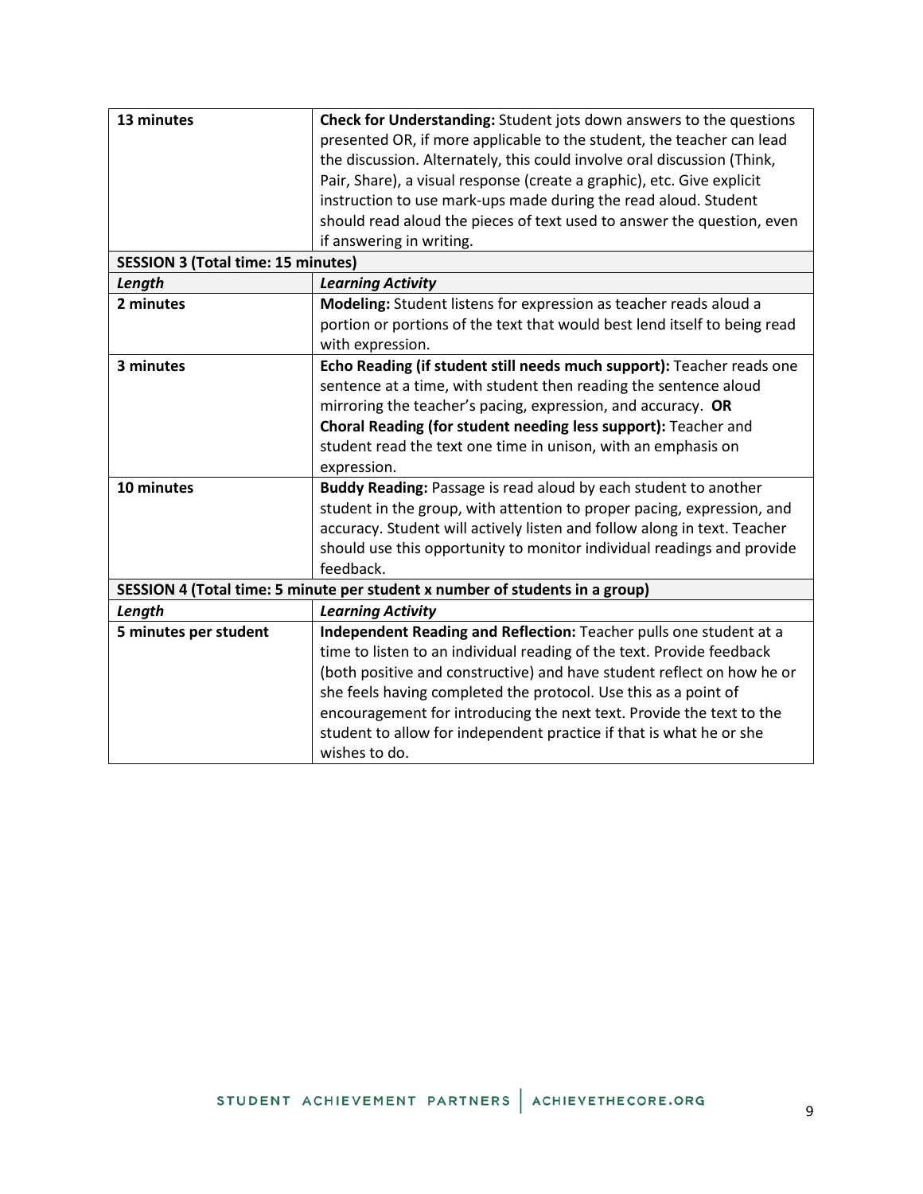| | |
|---|---|
| **13 minutes** | **Check for Understanding:** Student jots down answers to the questions presented OR, if more applicable to the student, the teacher can lead the discussion. Alternately, this could involve oral discussion (Think, Pair, Share), a visual response (create a graphic), etc. Give explicit instruction to use mark-ups made during the read aloud. Student should read aloud the pieces of text used to answer the question, even if answering in writing. |
| **SESSION 3 (Total time: 15 minutes)** | |
| ***Length*** | ***Learning Activity*** |
| **2 minutes** | **Modeling:** Student listens for expression as teacher reads aloud a portion or portions of the text that would best lend itself to being read with expression. |
| **3 minutes** | **Echo Reading (if student still needs much support):** Teacher reads one sentence at a time, with student then reading the sentence aloud mirroring the teacher's pacing, expression, and accuracy. **OR** **Choral Reading (for student needing less support):** Teacher and student read the text one time in unison, with an emphasis on expression. |
| **10 minutes** | **Buddy Reading:** Passage is read aloud by each student to another student in the group, with attention to proper pacing, expression, and accuracy. Student will actively listen and follow along in text. Teacher should use this opportunity to monitor individual readings and provide feedback. |
| **SESSION 4 (Total time: 5 minute per student x number of students in a group)** | |
| ***Length*** | ***Learning Activity*** |
| **5 minutes per student** | **Independent Reading and Reflection:** Teacher pulls one student at a time to listen to an individual reading of the text. Provide feedback (both positive and constructive) and have student reflect on how he or she feels having completed the protocol. Use this as a point of encouragement for introducing the next text. Provide the text to the student to allow for independent practice if that is what he or she wishes to do. |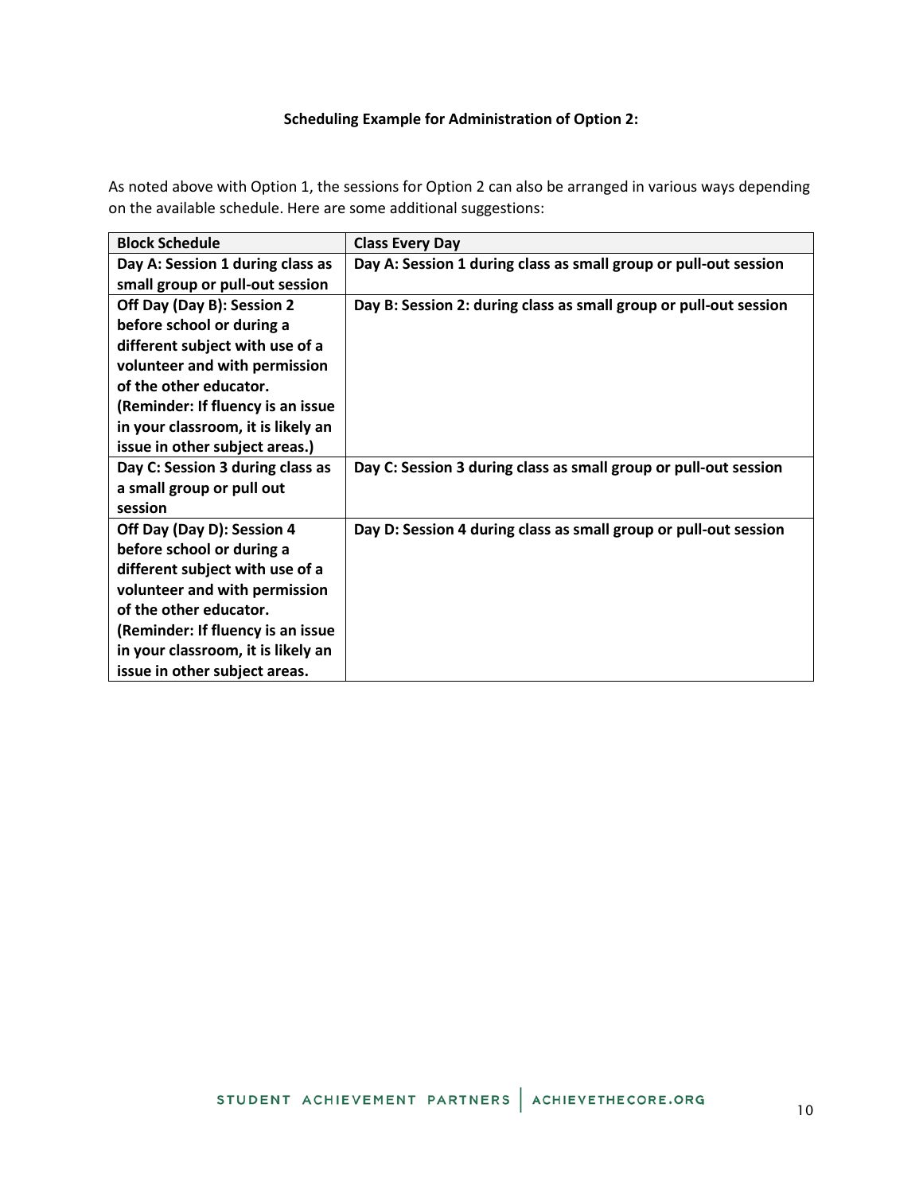**Scheduling Example for Administration of Option 2:**

As noted above with Option 1, the sessions for Option 2 can also be arranged in various ways depending on the available schedule. Here are some additional suggestions:

| Block Schedule | Class Every Day |
|---|---|
| **Day A: Session 1 during class as small group or pull-out session** | **Day A: Session 1 during class as small group or pull-out session** |
| **Off Day (Day B): Session 2 before school or during a different subject with use of a volunteer and with permission of the other educator. (Reminder: If fluency is an issue in your classroom, it is likely an issue in other subject areas.)** | **Day B: Session 2: during class as small group or pull-out session** |
| **Day C: Session 3 during class as a small group or pull out session** | **Day C: Session 3 during class as small group or pull-out session** |
| **Off Day (Day D): Session 4 before school or during a different subject with use of a volunteer and with permission of the other educator. (Reminder: If fluency is an issue in your classroom, it is likely an issue in other subject areas.** | **Day D: Session 4 during class as small group or pull-out session** |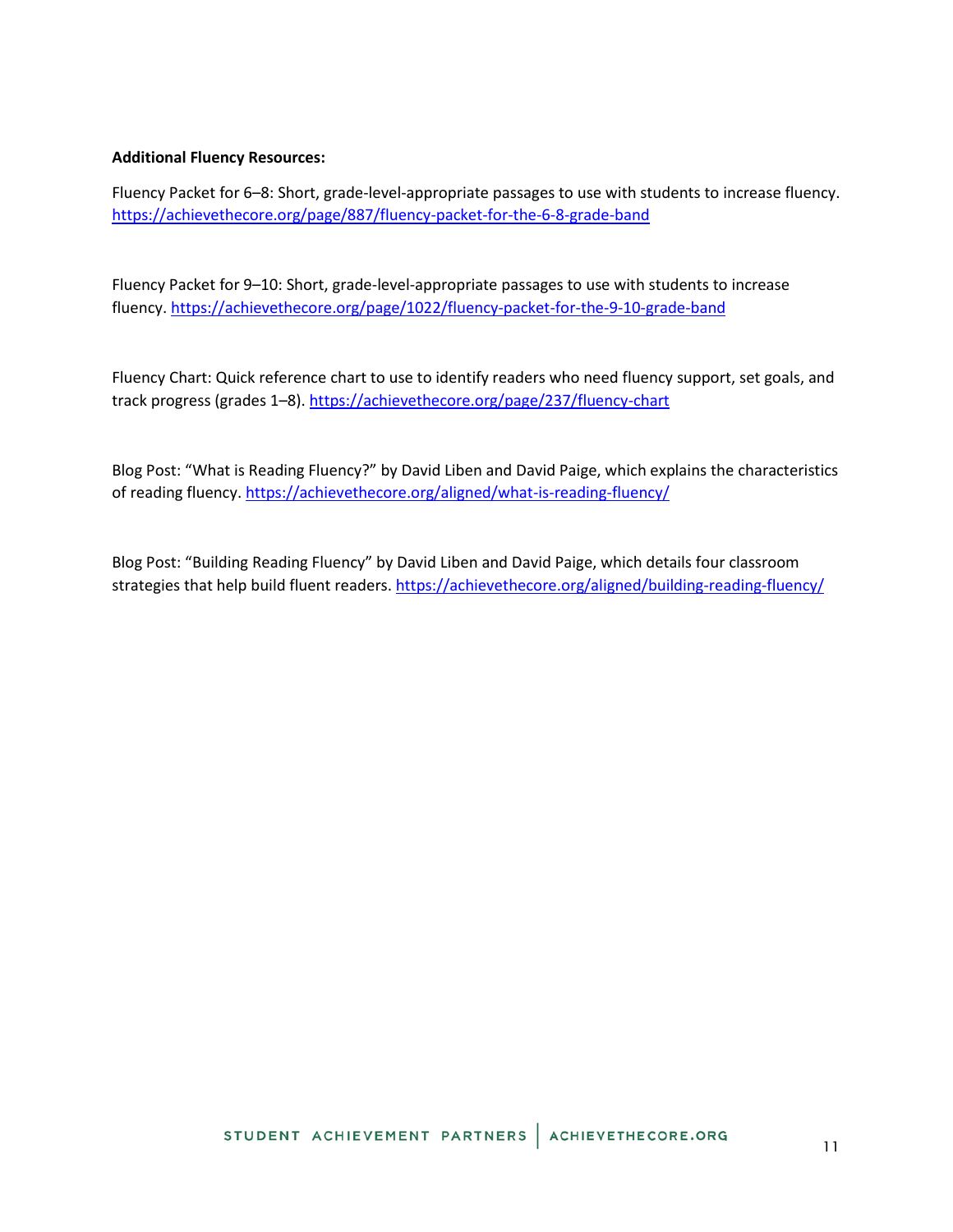**Additional Fluency Resources:**

Fluency Packet for 6–8: Short, grade-level-appropriate passages to use with students to increase fluency. https://achievethecore.org/page/887/fluency-packet-for-the-6-8-grade-band

Fluency Packet for 9–10: Short, grade-level-appropriate passages to use with students to increase fluency. https://achievethecore.org/page/1022/fluency-packet-for-the-9-10-grade-band

Fluency Chart: Quick reference chart to use to identify readers who need fluency support, set goals, and track progress (grades 1–8). https://achievethecore.org/page/237/fluency-chart

Blog Post: "What is Reading Fluency?" by David Liben and David Paige, which explains the characteristics of reading fluency. https://achievethecore.org/aligned/what-is-reading-fluency/

Blog Post: "Building Reading Fluency" by David Liben and David Paige, which details four classroom strategies that help build fluent readers. https://achievethecore.org/aligned/building-reading-fluency/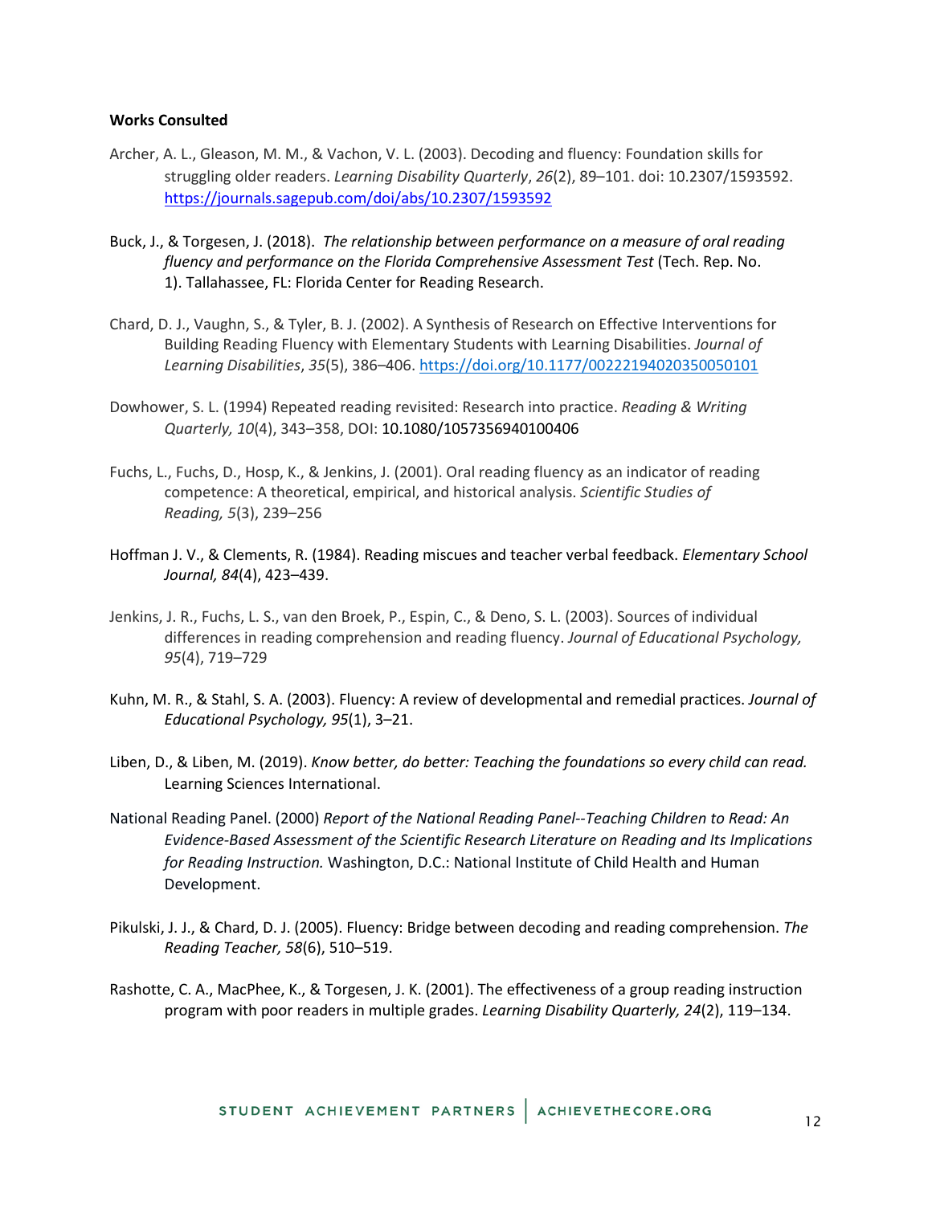**Works Consulted**

Archer, A. L., Gleason, M. M., & Vachon, V. L. (2003). Decoding and fluency: Foundation skills for struggling older readers. *Learning Disability Quarterly*, *26*(2), 89–101. doi: 10.2307/1593592. https://journals.sagepub.com/doi/abs/10.2307/1593592

Buck, J., & Torgesen, J. (2018). *The relationship between performance on a measure of oral reading fluency and performance on the Florida Comprehensive Assessment Test* (Tech. Rep. No. 1). Tallahassee, FL: Florida Center for Reading Research.

Chard, D. J., Vaughn, S., & Tyler, B. J. (2002). A Synthesis of Research on Effective Interventions for Building Reading Fluency with Elementary Students with Learning Disabilities. *Journal of Learning Disabilities*, *35*(5), 386–406. https://doi.org/10.1177/00222194020350050101

Dowhower, S. L. (1994) Repeated reading revisited: Research into practice. *Reading & Writing Quarterly, 10*(4), 343–358, DOI: 10.1080/1057356940100406

Fuchs, L., Fuchs, D., Hosp, K., & Jenkins, J. (2001). Oral reading fluency as an indicator of reading competence: A theoretical, empirical, and historical analysis. *Scientific Studies of Reading, 5*(3), 239–256

Hoffman J. V., & Clements, R. (1984). Reading miscues and teacher verbal feedback. *Elementary School Journal, 84*(4), 423–439.

Jenkins, J. R., Fuchs, L. S., van den Broek, P., Espin, C., & Deno, S. L. (2003). Sources of individual differences in reading comprehension and reading fluency. *Journal of Educational Psychology, 95*(4), 719–729

Kuhn, M. R., & Stahl, S. A. (2003). Fluency: A review of developmental and remedial practices. *Journal of Educational Psychology, 95*(1), 3–21.

Liben, D., & Liben, M. (2019). *Know better, do better: Teaching the foundations so every child can read.* Learning Sciences International.

National Reading Panel. (2000) *Report of the National Reading Panel--Teaching Children to Read: An Evidence-Based Assessment of the Scientific Research Literature on Reading and Its Implications for Reading Instruction.* Washington, D.C.: National Institute of Child Health and Human Development.

Pikulski, J. J., & Chard, D. J. (2005). Fluency: Bridge between decoding and reading comprehension. *The Reading Teacher, 58*(6), 510–519.

Rashotte, C. A., MacPhee, K., & Torgesen, J. K. (2001). The effectiveness of a group reading instruction program with poor readers in multiple grades. *Learning Disability Quarterly, 24*(2), 119–134.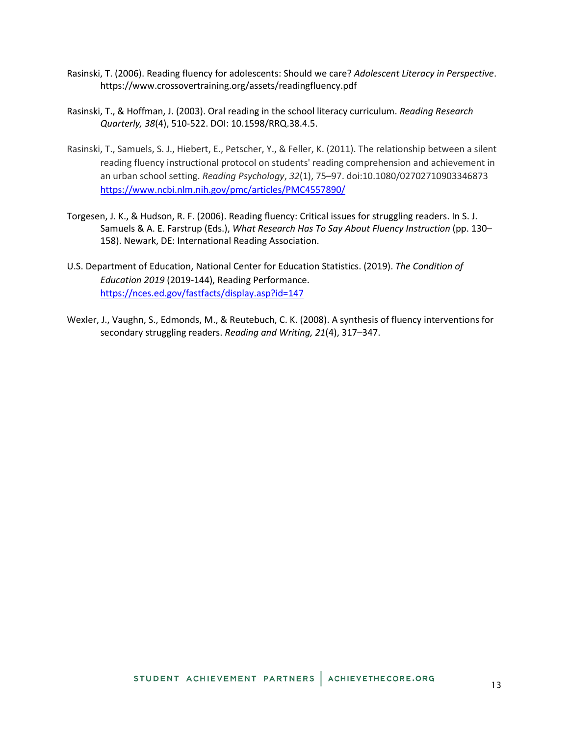Rasinski, T. (2006). Reading fluency for adolescents: Should we care? *Adolescent Literacy in Perspective*. https://www.crossovertraining.org/assets/readingfluency.pdf

Rasinski, T., & Hoffman, J. (2003). Oral reading in the school literacy curriculum. *Reading Research Quarterly, 38*(4), 510-522. DOI: 10.1598/RRQ.38.4.5.

Rasinski, T., Samuels, S. J., Hiebert, E., Petscher, Y., & Feller, K. (2011). The relationship between a silent reading fluency instructional protocol on students' reading comprehension and achievement in an urban school setting. *Reading Psychology*, *32*(1), 75–97. doi:10.1080/02702710903346873 https://www.ncbi.nlm.nih.gov/pmc/articles/PMC4557890/

Torgesen, J. K., & Hudson, R. F. (2006). Reading fluency: Critical issues for struggling readers. In S. J. Samuels & A. E. Farstrup (Eds.), *What Research Has To Say About Fluency Instruction* (pp. 130–158). Newark, DE: International Reading Association.

U.S. Department of Education, National Center for Education Statistics. (2019). *The Condition of Education 2019* (2019-144), Reading Performance. https://nces.ed.gov/fastfacts/display.asp?id=147

Wexler, J., Vaughn, S., Edmonds, M., & Reutebuch, C. K. (2008). A synthesis of fluency interventions for secondary struggling readers. *Reading and Writing, 21*(4), 317–347.